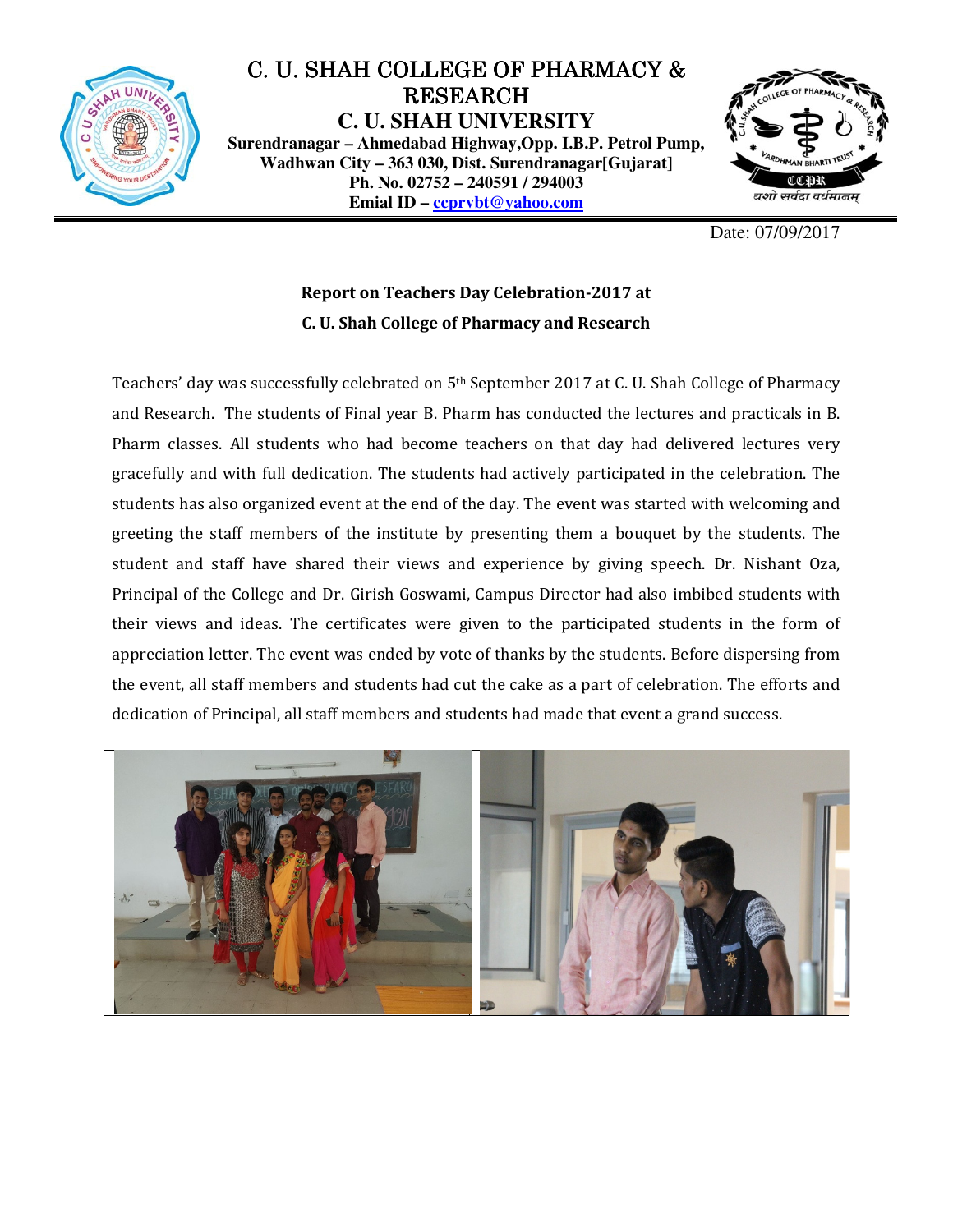# C. U. SHAH COLLEGE OF PHARMACY & RESEARCH

## C. U. SHAH UNIVERSITY

**Surendranagar – Ahmedabad Highway,Opp. I.B.P. Petrol Pump, Wadhwan City – 363 030, Dist. Surendranagar[Gujarat]**
**Ph. No. 02752 – 240591 / 294003**
**Emial ID – ccprvbt@yahoo.com**

Date: 07/09/2017

### Report on Teachers Day Celebration-2017 at C. U. Shah College of Pharmacy and Research

Teachers' day was successfully celebrated on 5th September 2017 at C. U. Shah College of Pharmacy and Research. The students of Final year B. Pharm has conducted the lectures and practicals in B. Pharm classes. All students who had become teachers on that day had delivered lectures very gracefully and with full dedication. The students had actively participated in the celebration. The students has also organized event at the end of the day. The event was started with welcoming and greeting the staff members of the institute by presenting them a bouquet by the students. The student and staff have shared their views and experience by giving speech. Dr. Nishant Oza, Principal of the College and Dr. Girish Goswami, Campus Director had also imbibed students with their views and ideas. The certificates were given to the participated students in the form of appreciation letter. The event was ended by vote of thanks by the students. Before dispersing from the event, all staff members and students had cut the cake as a part of celebration. The efforts and dedication of Principal, all staff members and students had made that event a grand success.